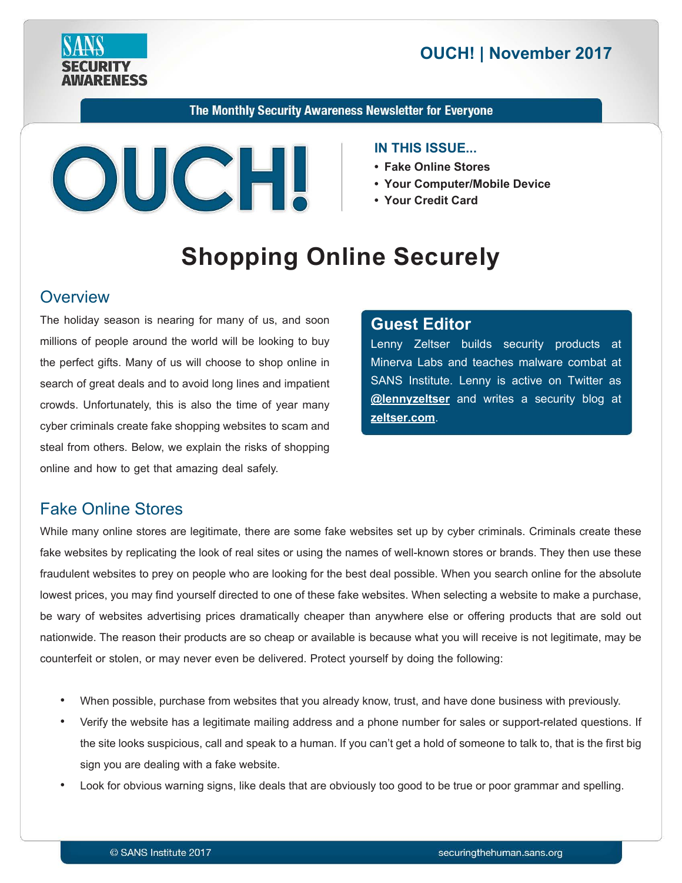**SANS SECURITY AWARENESS**

**OUCH! | November 2017**

The Monthly Security Awareness Newsletter for Everyone

# OUCH!

**IN THIS ISSUE...**

- **Fake Online Stores**
- **Your Computer/Mobile Device**
- **Your Credit Card**

# Shopping Online Securely

## Overview

The holiday season is nearing for many of us, and soon millions of people around the world will be looking to buy the perfect gifts. Many of us will choose to shop online in search of great deals and to avoid long lines and impatient crowds. Unfortunately, this is also the time of year many cyber criminals create fake shopping websites to scam and steal from others. Below, we explain the risks of shopping online and how to get that amazing deal safely.

### Guest Editor

Lenny Zeltser builds security products at Minerva Labs and teaches malware combat at SANS Institute. Lenny is active on Twitter as **@lennyzeltser** and writes a security blog at **zeltser.com**.

## Fake Online Stores

While many online stores are legitimate, there are some fake websites set up by cyber criminals. Criminals create these fake websites by replicating the look of real sites or using the names of well-known stores or brands. They then use these fraudulent websites to prey on people who are looking for the best deal possible. When you search online for the absolute lowest prices, you may find yourself directed to one of these fake websites. When selecting a website to make a purchase, be wary of websites advertising prices dramatically cheaper than anywhere else or offering products that are sold out nationwide. The reason their products are so cheap or available is because what you will receive is not legitimate, may be counterfeit or stolen, or may never even be delivered. Protect yourself by doing the following:

- When possible, purchase from websites that you already know, trust, and have done business with previously.
- Verify the website has a legitimate mailing address and a phone number for sales or support-related questions. If the site looks suspicious, call and speak to a human. If you can't get a hold of someone to talk to, that is the first big sign you are dealing with a fake website.
- Look for obvious warning signs, like deals that are obviously too good to be true or poor grammar and spelling.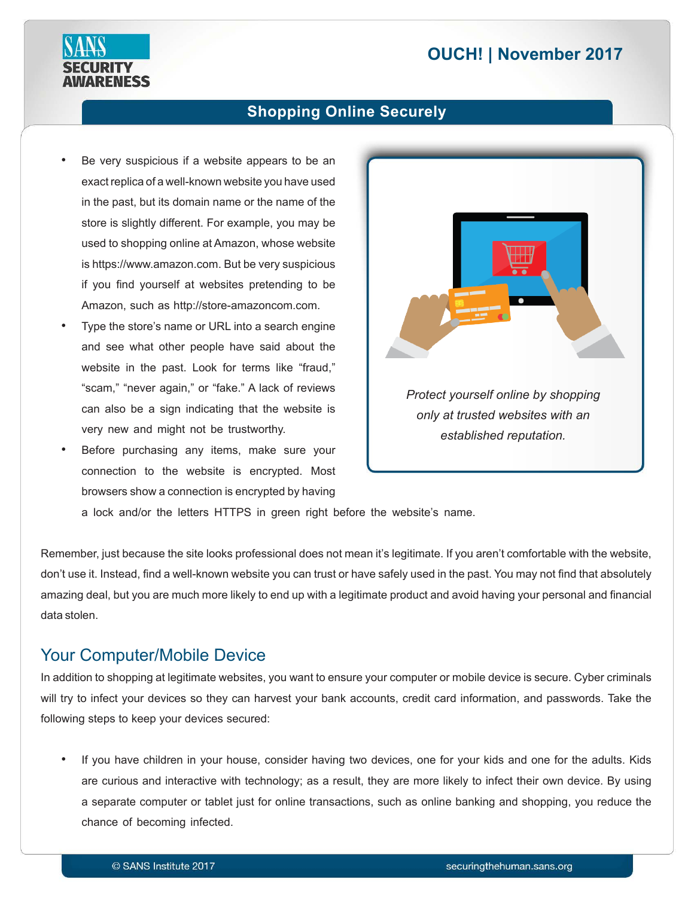- Be very suspicious if a website appears to be an exact replica of a well-known website you have used in the past, but its domain name or the name of the store is slightly different. For example, you may be used to shopping online at Amazon, whose website is https://www.amazon.com. But be very suspicious if you find yourself at websites pretending to be Amazon, such as http://store-amazoncom.com.
- Type the store's name or URL into a search engine and see what other people have said about the website in the past. Look for terms like "fraud," "scam," "never again," or "fake." A lack of reviews can also be a sign indicating that the website is very new and might not be trustworthy.
- Before purchasing any items, make sure your connection to the website is encrypted. Most browsers show a connection is encrypted by having a lock and/or the letters HTTPS in green right before the website's name.

*Protect yourself online by shopping only at trusted websites with an established reputation.*

Remember, just because the site looks professional does not mean it's legitimate. If you aren't comfortable with the website, don't use it. Instead, find a well-known website you can trust or have safely used in the past. You may not find that absolutely amazing deal, but you are much more likely to end up with a legitimate product and avoid having your personal and financial data stolen.

## Your Computer/Mobile Device

In addition to shopping at legitimate websites, you want to ensure your computer or mobile device is secure. Cyber criminals will try to infect your devices so they can harvest your bank accounts, credit card information, and passwords. Take the following steps to keep your devices secured:

- If you have children in your house, consider having two devices, one for your kids and one for the adults. Kids are curious and interactive with technology; as a result, they are more likely to infect their own device. By using a separate computer or tablet just for online transactions, such as online banking and shopping, you reduce the chance of becoming infected.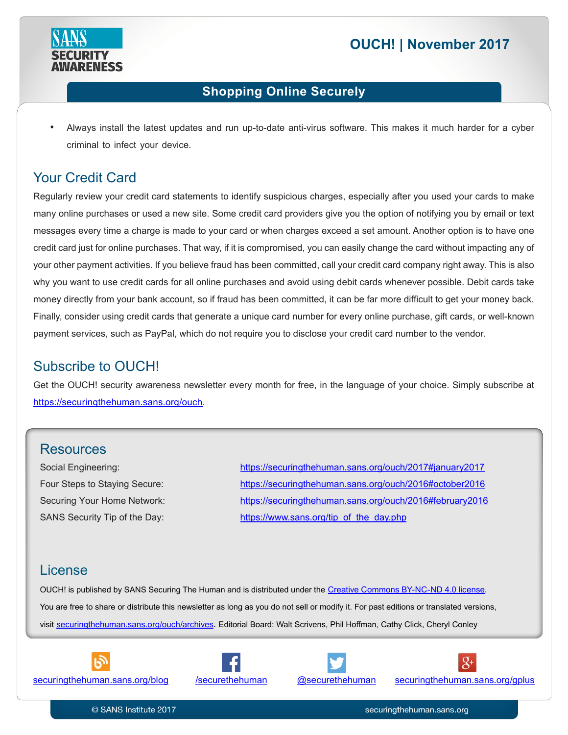- Always install the latest updates and run up-to-date anti-virus software. This makes it much harder for a cyber criminal to infect your device.

## Your Credit Card

Regularly review your credit card statements to identify suspicious charges, especially after you used your cards to make many online purchases or used a new site. Some credit card providers give you the option of notifying you by email or text messages every time a charge is made to your card or when charges exceed a set amount. Another option is to have one credit card just for online purchases. That way, if it is compromised, you can easily change the card without impacting any of your other payment activities. If you believe fraud has been committed, call your credit card company right away. This is also why you want to use credit cards for all online purchases and avoid using debit cards whenever possible. Debit cards take money directly from your bank account, so if fraud has been committed, it can be far more difficult to get your money back. Finally, consider using credit cards that generate a unique card number for every online purchase, gift cards, or well-known payment services, such as PayPal, which do not require you to disclose your credit card number to the vendor.

## Subscribe to OUCH!

Get the OUCH! security awareness newsletter every month for free, in the language of your choice. Simply subscribe at https://securingthehuman.sans.org/ouch.

## Resources

| | |
|---|---|
| Social Engineering: | https://securingthehuman.sans.org/ouch/2017#january2017 |
| Four Steps to Staying Secure: | https://securingthehuman.sans.org/ouch/2016#october2016 |
| Securing Your Home Network: | https://securingthehuman.sans.org/ouch/2016#february2016 |
| SANS Security Tip of the Day: | https://www.sans.org/tip_of_the_day.php |

## License

OUCH! is published by SANS Securing The Human and is distributed under the Creative Commons BY-NC-ND 4.0 license. You are free to share or distribute this newsletter as long as you do not sell or modify it. For past editions or translated versions, visit securingthehuman.sans.org/ouch/archives. Editorial Board: Walt Scrivens, Phil Hoffman, Cathy Click, Cheryl Conley

securingthehuman.sans.org/blog | /securethehuman | @securethehuman | securingthehuman.sans.org/gplus